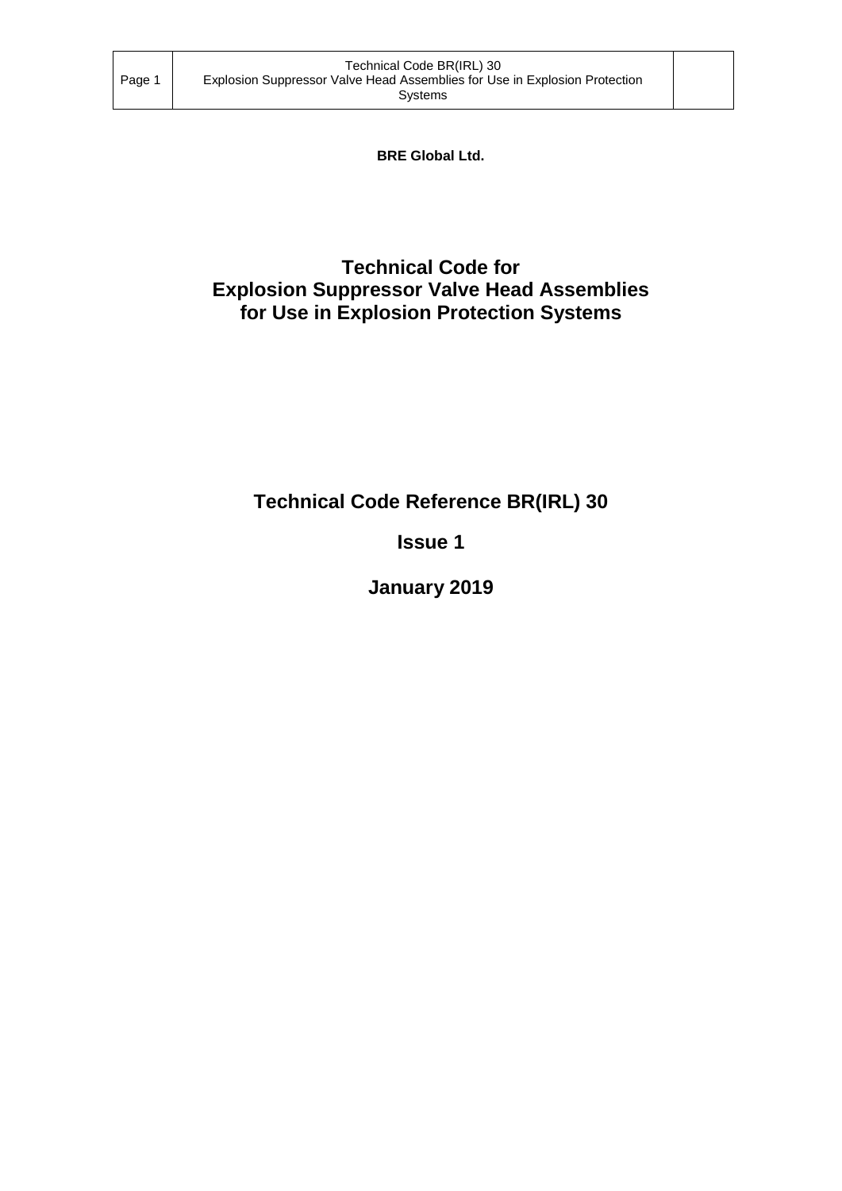**BRE Global Ltd.**

# Technical Code for Explosion Suppressor Valve Head Assemblies for Use in Explosion Protection Systems

## Technical Code Reference BR(IRL) 30

## Issue 1

## January 2019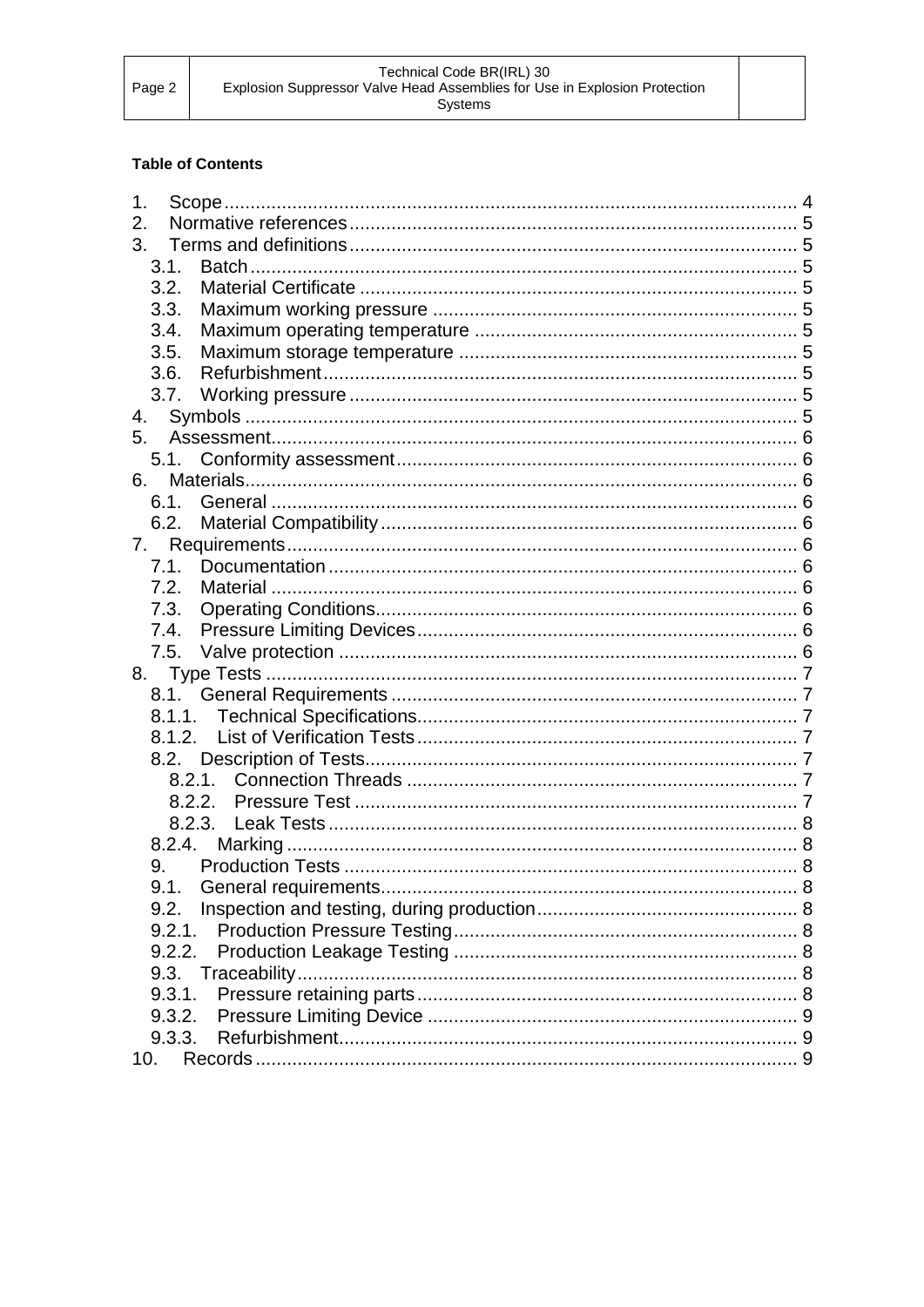**Table of Contents**

1. Scope ..... 4
2. Normative references ..... 5
3. Terms and definitions ..... 5
   - 3.1. Batch ..... 5
   - 3.2. Material Certificate ..... 5
   - 3.3. Maximum working pressure ..... 5
   - 3.4. Maximum operating temperature ..... 5
   - 3.5. Maximum storage temperature ..... 5
   - 3.6. Refurbishment ..... 5
   - 3.7. Working pressure ..... 5
4. Symbols ..... 5
5. Assessment ..... 6
   - 5.1. Conformity assessment ..... 6
6. Materials ..... 6
   - 6.1. General ..... 6
   - 6.2. Material Compatibility ..... 6
7. Requirements ..... 6
   - 7.1. Documentation ..... 6
   - 7.2. Material ..... 6
   - 7.3. Operating Conditions ..... 6
   - 7.4. Pressure Limiting Devices ..... 6
   - 7.5. Valve protection ..... 6
8. Type Tests ..... 7
   - 8.1. General Requirements ..... 7
   - 8.1.1. Technical Specifications ..... 7
   - 8.1.2. List of Verification Tests ..... 7
   - 8.2. Description of Tests ..... 7
     - 8.2.1. Connection Threads ..... 7
     - 8.2.2. Pressure Test ..... 7
     - 8.2.3. Leak Tests ..... 8
   - 8.2.4. Marking ..... 8
   - 9. Production Tests ..... 8
   - 9.1. General requirements ..... 8
   - 9.2. Inspection and testing, during production ..... 8
   - 9.2.1. Production Pressure Testing ..... 8
   - 9.2.2. Production Leakage Testing ..... 8
   - 9.3. Traceability ..... 8
   - 9.3.1. Pressure retaining parts ..... 8
   - 9.3.2. Pressure Limiting Device ..... 9
   - 9.3.3. Refurbishment ..... 9
10. Records ..... 9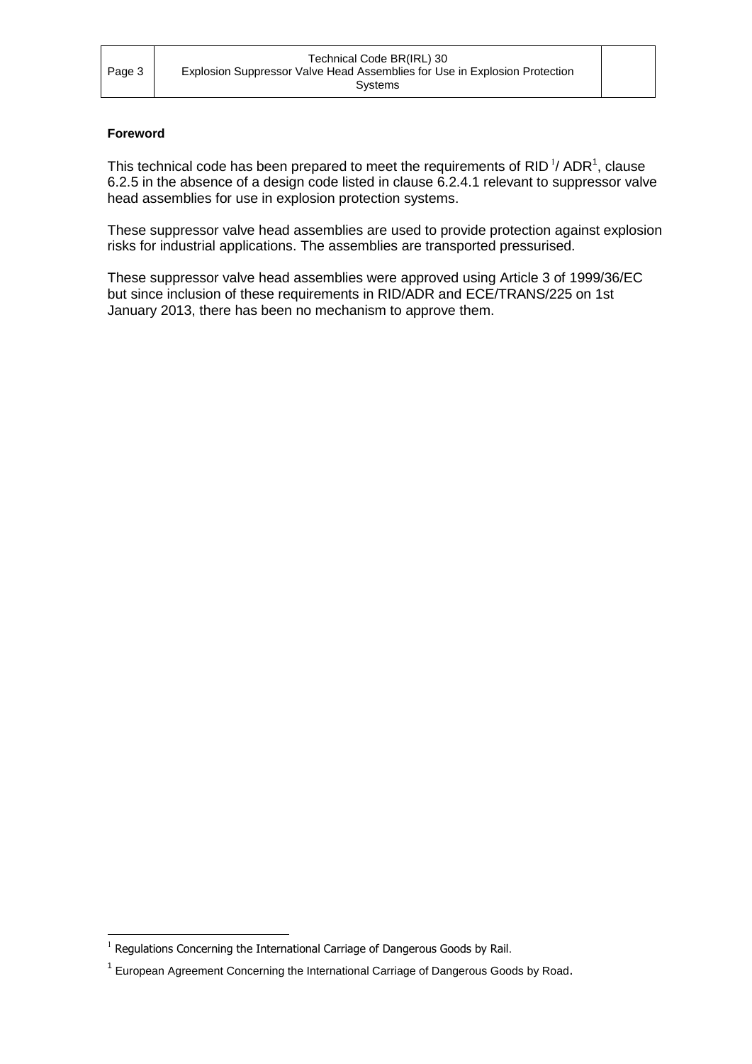**Foreword**

This technical code has been prepared to meet the requirements of RID[1]/ ADR[1], clause 6.2.5 in the absence of a design code listed in clause 6.2.4.1 relevant to suppressor valve head assemblies for use in explosion protection systems.

These suppressor valve head assemblies are used to provide protection against explosion risks for industrial applications. The assemblies are transported pressurised.

These suppressor valve head assemblies were approved using Article 3 of 1999/36/EC but since inclusion of these requirements in RID/ADR and ECE/TRANS/225 on 1st January 2013, there has been no mechanism to approve them.

---

[1] Regulations Concerning the International Carriage of Dangerous Goods by Rail.

[1] European Agreement Concerning the International Carriage of Dangerous Goods by Road.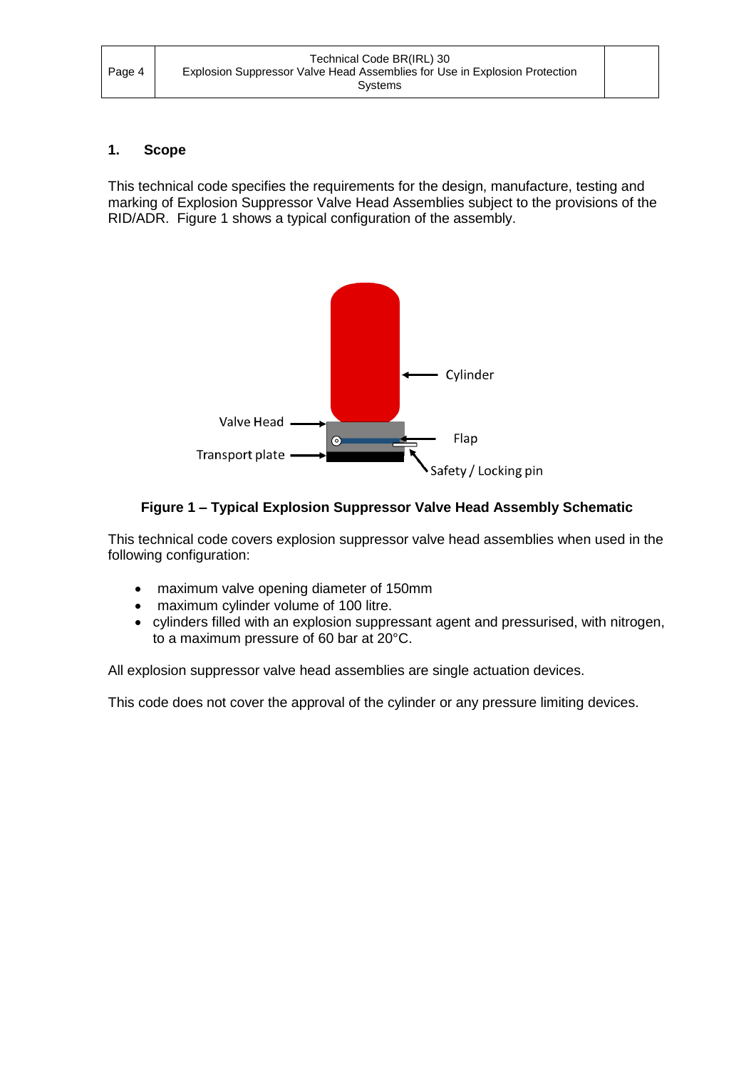## 1. Scope

This technical code specifies the requirements for the design, manufacture, testing and marking of Explosion Suppressor Valve Head Assemblies subject to the provisions of the RID/ADR. Figure 1 shows a typical configuration of the assembly.

**Figure 1 – Typical Explosion Suppressor Valve Head Assembly Schematic**

This technical code covers explosion suppressor valve head assemblies when used in the following configuration:

- maximum valve opening diameter of 150mm
- maximum cylinder volume of 100 litre.
- cylinders filled with an explosion suppressant agent and pressurised, with nitrogen, to a maximum pressure of 60 bar at 20°C.

All explosion suppressor valve head assemblies are single actuation devices.

This code does not cover the approval of the cylinder or any pressure limiting devices.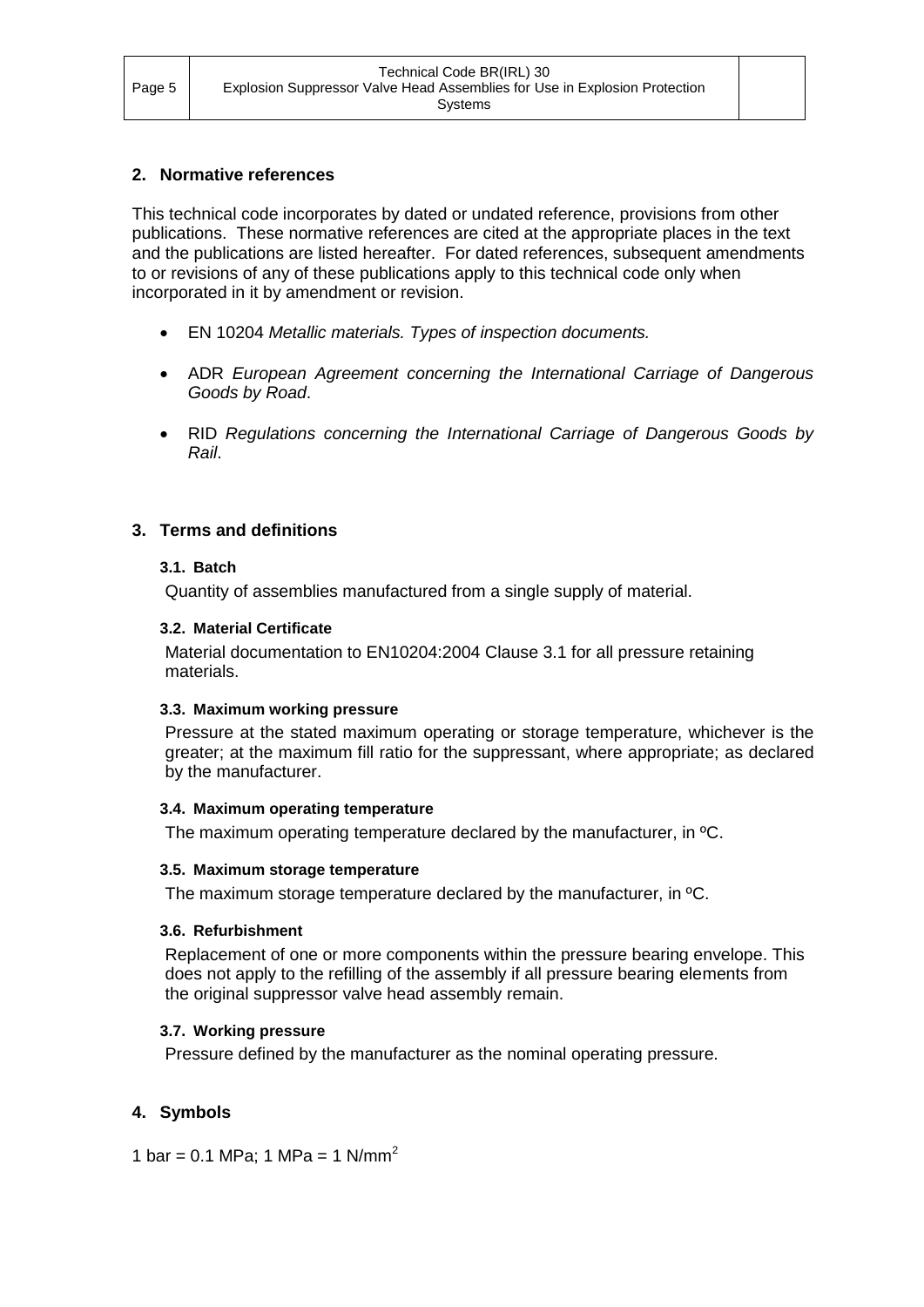## 2. Normative references

This technical code incorporates by dated or undated reference, provisions from other publications. These normative references are cited at the appropriate places in the text and the publications are listed hereafter. For dated references, subsequent amendments to or revisions of any of these publications apply to this technical code only when incorporated in it by amendment or revision.

- EN 10204 *Metallic materials. Types of inspection documents.*
- ADR *European Agreement concerning the International Carriage of Dangerous Goods by Road*.
- RID *Regulations concerning the International Carriage of Dangerous Goods by Rail*.

## 3. Terms and definitions

### 3.1. Batch

Quantity of assemblies manufactured from a single supply of material.

### 3.2. Material Certificate

Material documentation to EN10204:2004 Clause 3.1 for all pressure retaining materials.

### 3.3. Maximum working pressure

Pressure at the stated maximum operating or storage temperature, whichever is the greater; at the maximum fill ratio for the suppressant, where appropriate; as declared by the manufacturer.

### 3.4. Maximum operating temperature

The maximum operating temperature declared by the manufacturer, in ºC.

### 3.5. Maximum storage temperature

The maximum storage temperature declared by the manufacturer, in ºC.

### 3.6. Refurbishment

Replacement of one or more components within the pressure bearing envelope. This does not apply to the refilling of the assembly if all pressure bearing elements from the original suppressor valve head assembly remain.

### 3.7. Working pressure

Pressure defined by the manufacturer as the nominal operating pressure.

## 4. Symbols

1 bar = 0.1 MPa; 1 MPa = 1 $N/mm^2$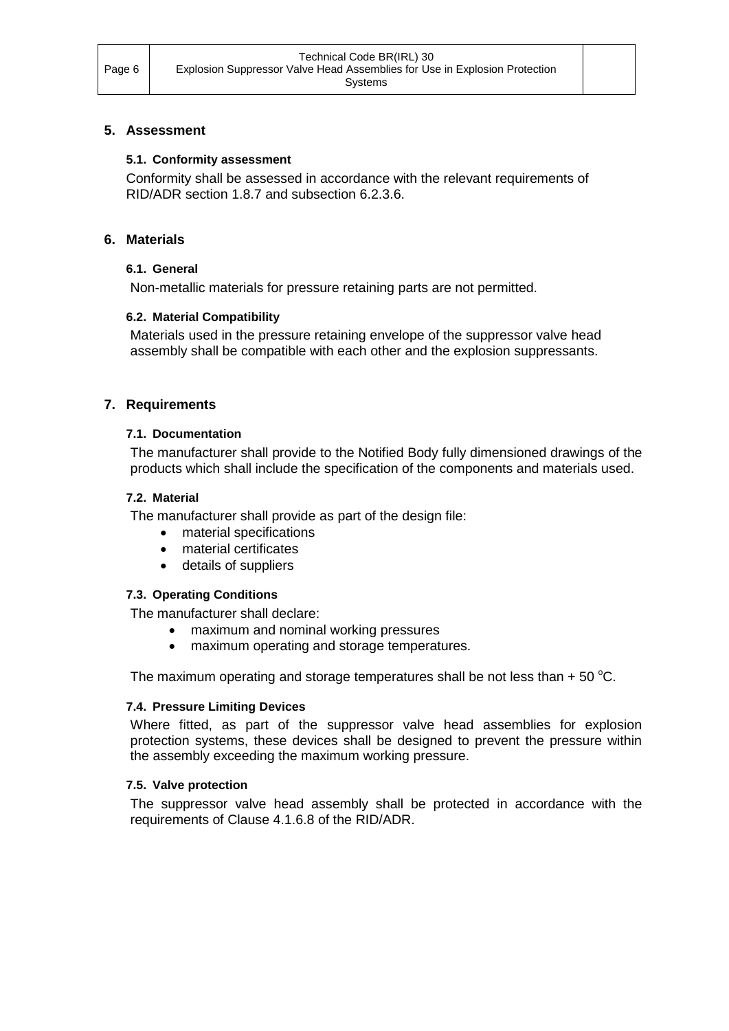## 5. Assessment

### 5.1. Conformity assessment

Conformity shall be assessed in accordance with the relevant requirements of RID/ADR section 1.8.7 and subsection 6.2.3.6.

## 6. Materials

### 6.1. General

Non-metallic materials for pressure retaining parts are not permitted.

### 6.2. Material Compatibility

Materials used in the pressure retaining envelope of the suppressor valve head assembly shall be compatible with each other and the explosion suppressants.

## 7. Requirements

### 7.1. Documentation

The manufacturer shall provide to the Notified Body fully dimensioned drawings of the products which shall include the specification of the components and materials used.

### 7.2. Material

The manufacturer shall provide as part of the design file:

- material specifications
- material certificates
- details of suppliers

### 7.3. Operating Conditions

The manufacturer shall declare:

- maximum and nominal working pressures
- maximum operating and storage temperatures.

The maximum operating and storage temperatures shall be not less than + 50 °C.

### 7.4. Pressure Limiting Devices

Where fitted, as part of the suppressor valve head assemblies for explosion protection systems, these devices shall be designed to prevent the pressure within the assembly exceeding the maximum working pressure.

### 7.5. Valve protection

The suppressor valve head assembly shall be protected in accordance with the requirements of Clause 4.1.6.8 of the RID/ADR.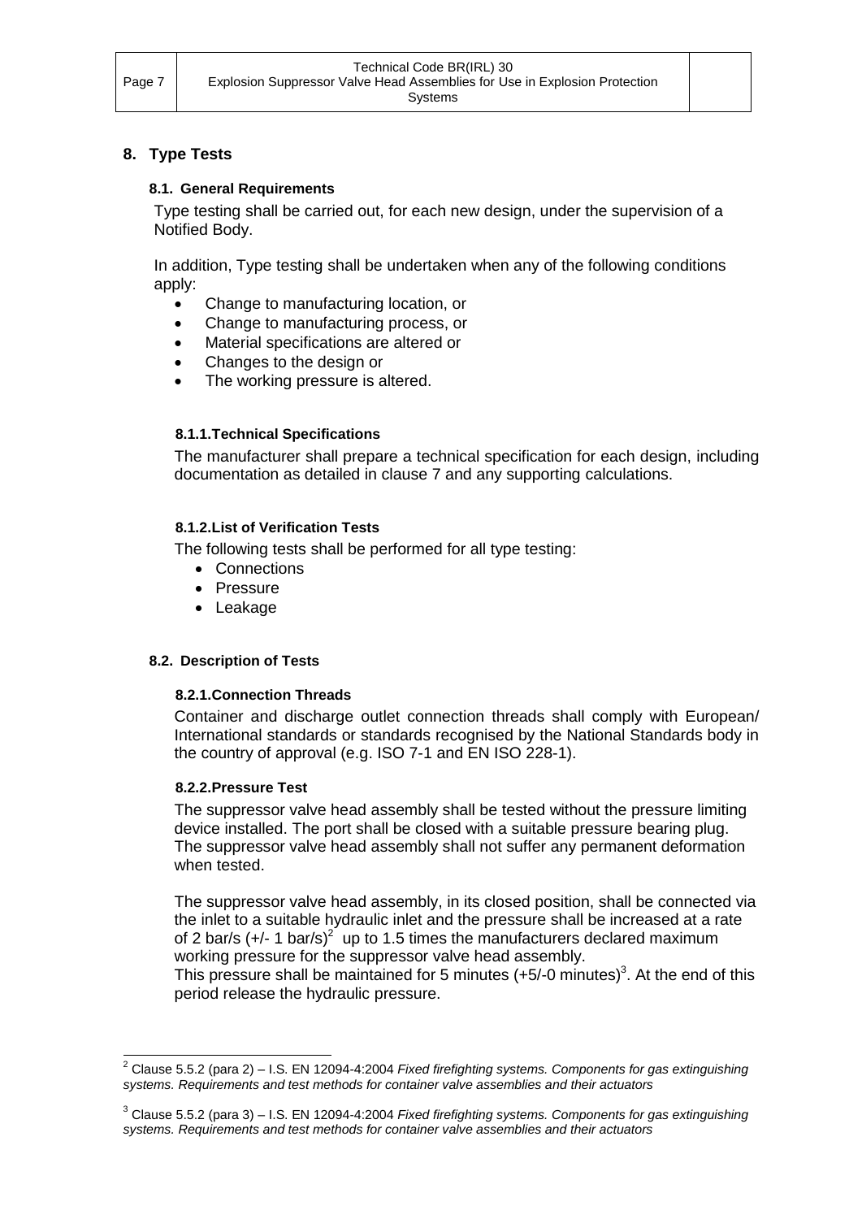## 8. Type Tests

### 8.1. General Requirements

Type testing shall be carried out, for each new design, under the supervision of a Notified Body.

In addition, Type testing shall be undertaken when any of the following conditions apply:

- Change to manufacturing location, or
- Change to manufacturing process, or
- Material specifications are altered or
- Changes to the design or
- The working pressure is altered.

#### 8.1.1. Technical Specifications

The manufacturer shall prepare a technical specification for each design, including documentation as detailed in clause 7 and any supporting calculations.

#### 8.1.2. List of Verification Tests

The following tests shall be performed for all type testing:

- Connections
- Pressure
- Leakage

### 8.2. Description of Tests

#### 8.2.1. Connection Threads

Container and discharge outlet connection threads shall comply with European/ International standards or standards recognised by the National Standards body in the country of approval (e.g. ISO 7-1 and EN ISO 228-1).

#### 8.2.2. Pressure Test

The suppressor valve head assembly shall be tested without the pressure limiting device installed. The port shall be closed with a suitable pressure bearing plug. The suppressor valve head assembly shall not suffer any permanent deformation when tested.

The suppressor valve head assembly, in its closed position, shall be connected via the inlet to a suitable hydraulic inlet and the pressure shall be increased at a rate of 2 bar/s (+/- 1 bar/s)[2] up to 1.5 times the manufacturers declared maximum working pressure for the suppressor valve head assembly.
This pressure shall be maintained for 5 minutes (+5/-0 minutes)[3]. At the end of this period release the hydraulic pressure.

---

[2] Clause 5.5.2 (para 2) – I.S. EN 12094-4:2004 *Fixed firefighting systems. Components for gas extinguishing systems. Requirements and test methods for container valve assemblies and their actuators*

[3] Clause 5.5.2 (para 3) – I.S. EN 12094-4:2004 *Fixed firefighting systems. Components for gas extinguishing systems. Requirements and test methods for container valve assemblies and their actuators*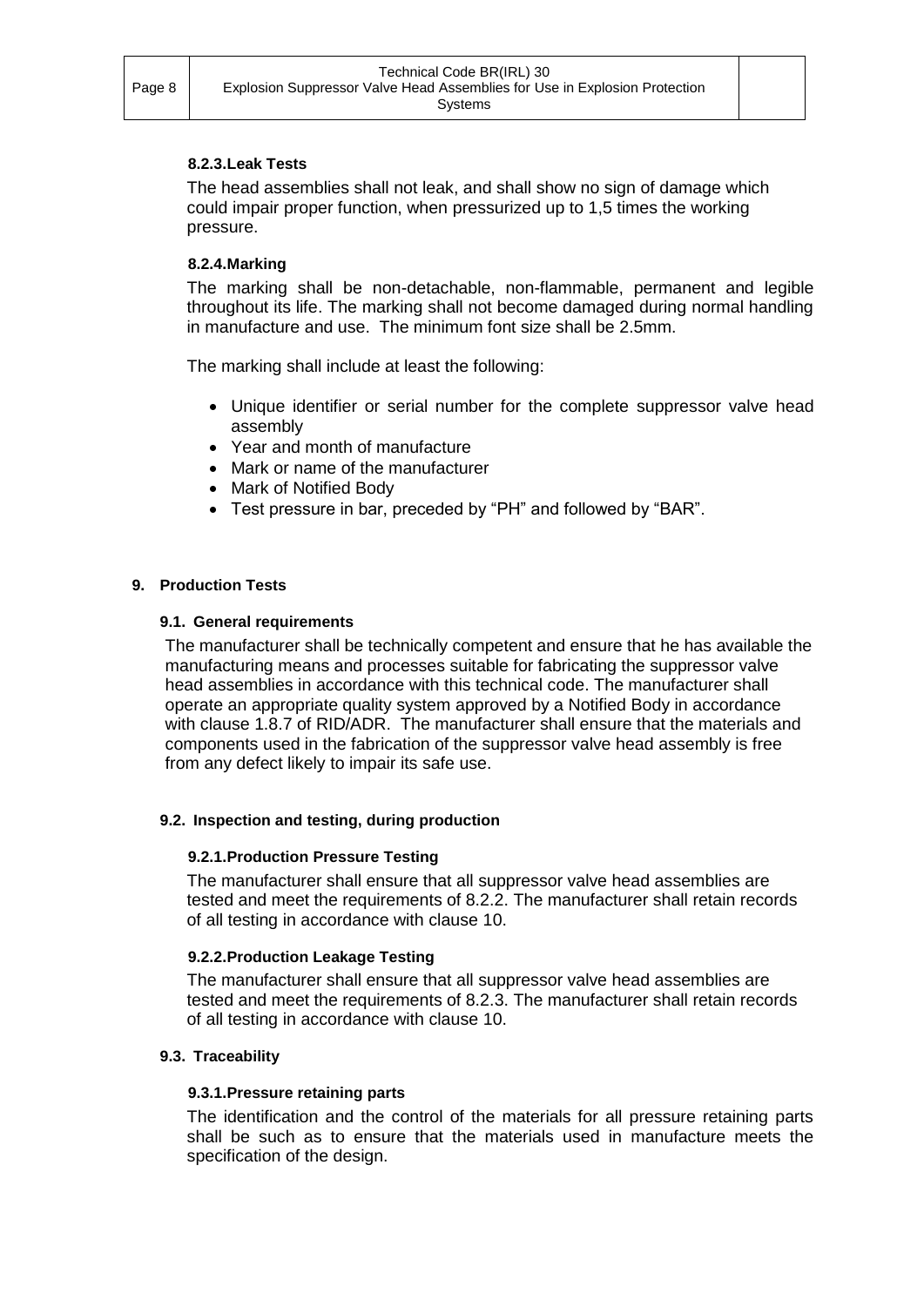#### 8.2.3. Leak Tests

The head assemblies shall not leak, and shall show no sign of damage which could impair proper function, when pressurized up to 1,5 times the working pressure.

#### 8.2.4. Marking

The marking shall be non-detachable, non-flammable, permanent and legible throughout its life. The marking shall not become damaged during normal handling in manufacture and use. The minimum font size shall be 2.5mm.

The marking shall include at least the following:

- Unique identifier or serial number for the complete suppressor valve head assembly
- Year and month of manufacture
- Mark or name of the manufacturer
- Mark of Notified Body
- Test pressure in bar, preceded by "PH" and followed by "BAR".

## 9. Production Tests

### 9.1. General requirements

The manufacturer shall be technically competent and ensure that he has available the manufacturing means and processes suitable for fabricating the suppressor valve head assemblies in accordance with this technical code. The manufacturer shall operate an appropriate quality system approved by a Notified Body in accordance with clause 1.8.7 of RID/ADR. The manufacturer shall ensure that the materials and components used in the fabrication of the suppressor valve head assembly is free from any defect likely to impair its safe use.

### 9.2. Inspection and testing, during production

#### 9.2.1. Production Pressure Testing

The manufacturer shall ensure that all suppressor valve head assemblies are tested and meet the requirements of 8.2.2. The manufacturer shall retain records of all testing in accordance with clause 10.

#### 9.2.2. Production Leakage Testing

The manufacturer shall ensure that all suppressor valve head assemblies are tested and meet the requirements of 8.2.3. The manufacturer shall retain records of all testing in accordance with clause 10.

### 9.3. Traceability

#### 9.3.1. Pressure retaining parts

The identification and the control of the materials for all pressure retaining parts shall be such as to ensure that the materials used in manufacture meets the specification of the design.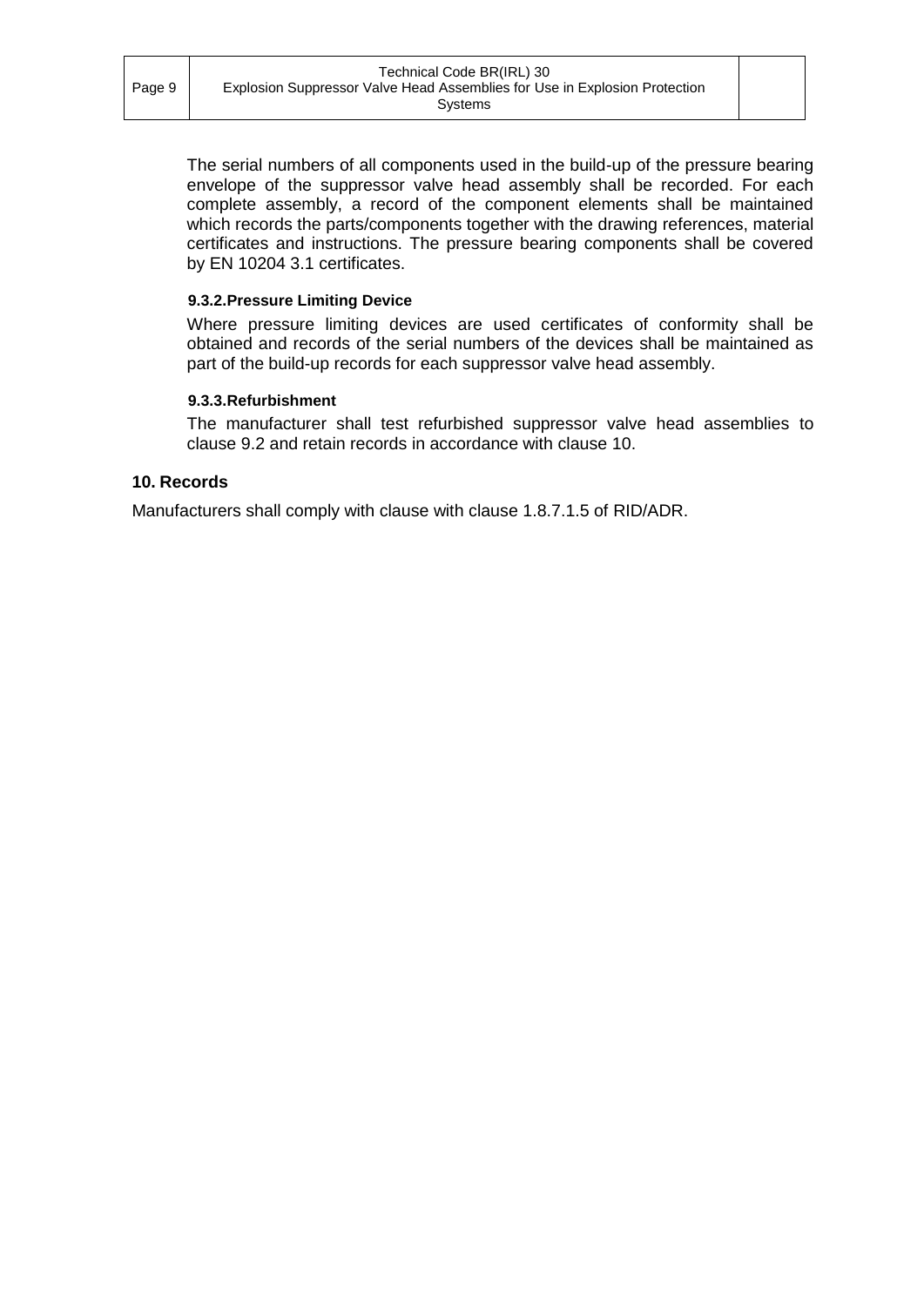The serial numbers of all components used in the build-up of the pressure bearing envelope of the suppressor valve head assembly shall be recorded. For each complete assembly, a record of the component elements shall be maintained which records the parts/components together with the drawing references, material certificates and instructions. The pressure bearing components shall be covered by EN 10204 3.1 certificates.

#### 9.3.2. Pressure Limiting Device

Where pressure limiting devices are used certificates of conformity shall be obtained and records of the serial numbers of the devices shall be maintained as part of the build-up records for each suppressor valve head assembly.

#### 9.3.3. Refurbishment

The manufacturer shall test refurbished suppressor valve head assemblies to clause 9.2 and retain records in accordance with clause 10.

## 10. Records

Manufacturers shall comply with clause with clause 1.8.7.1.5 of RID/ADR.